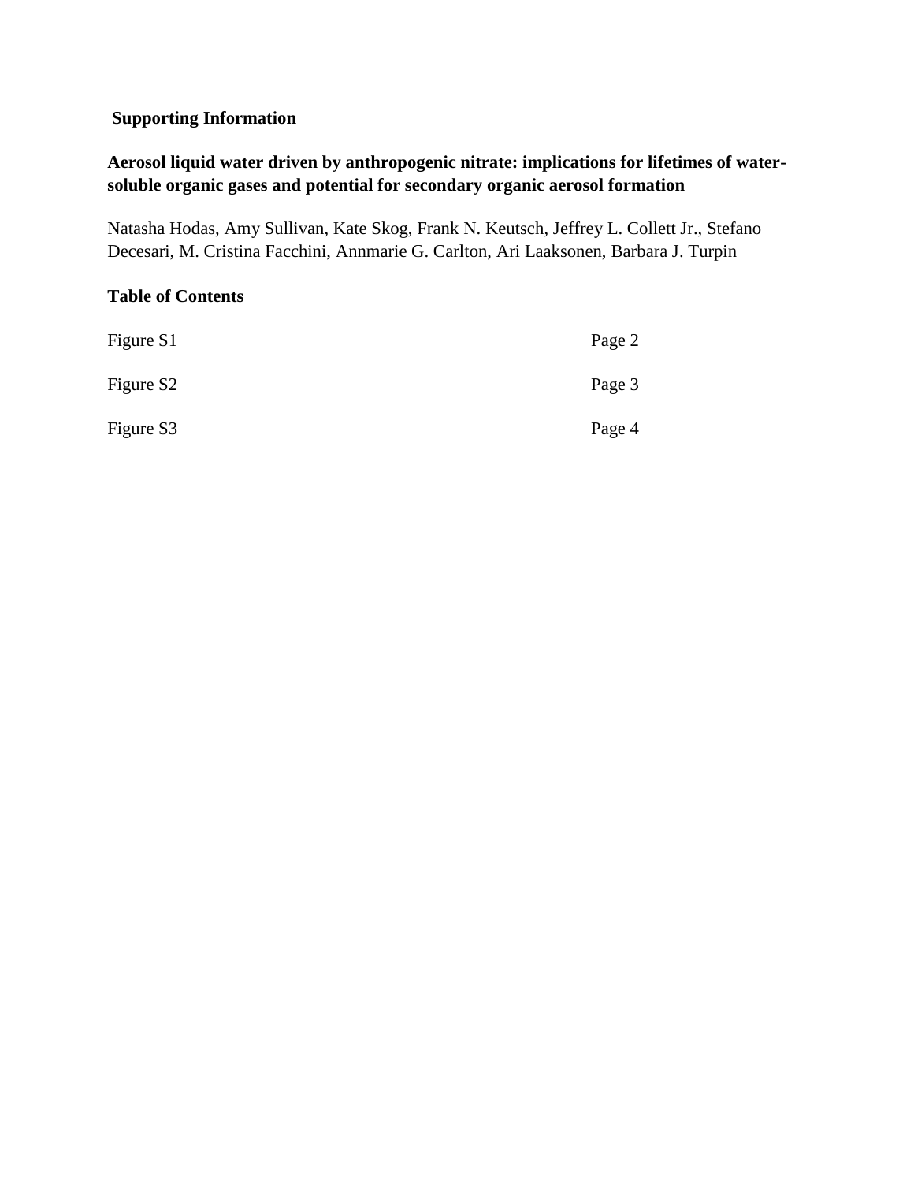**Supporting Information**

**Aerosol liquid water driven by anthropogenic nitrate: implications for lifetimes of water-soluble organic gases and potential for secondary organic aerosol formation**

Natasha Hodas, Amy Sullivan, Kate Skog, Frank N. Keutsch, Jeffrey L. Collett Jr., Stefano Decesari, M. Cristina Facchini, Annmarie G. Carlton, Ari Laaksonen, Barbara J. Turpin

**Table of Contents**

| | |
|---|---|
| Figure S1 | Page 2 |
| Figure S2 | Page 3 |
| Figure S3 | Page 4 |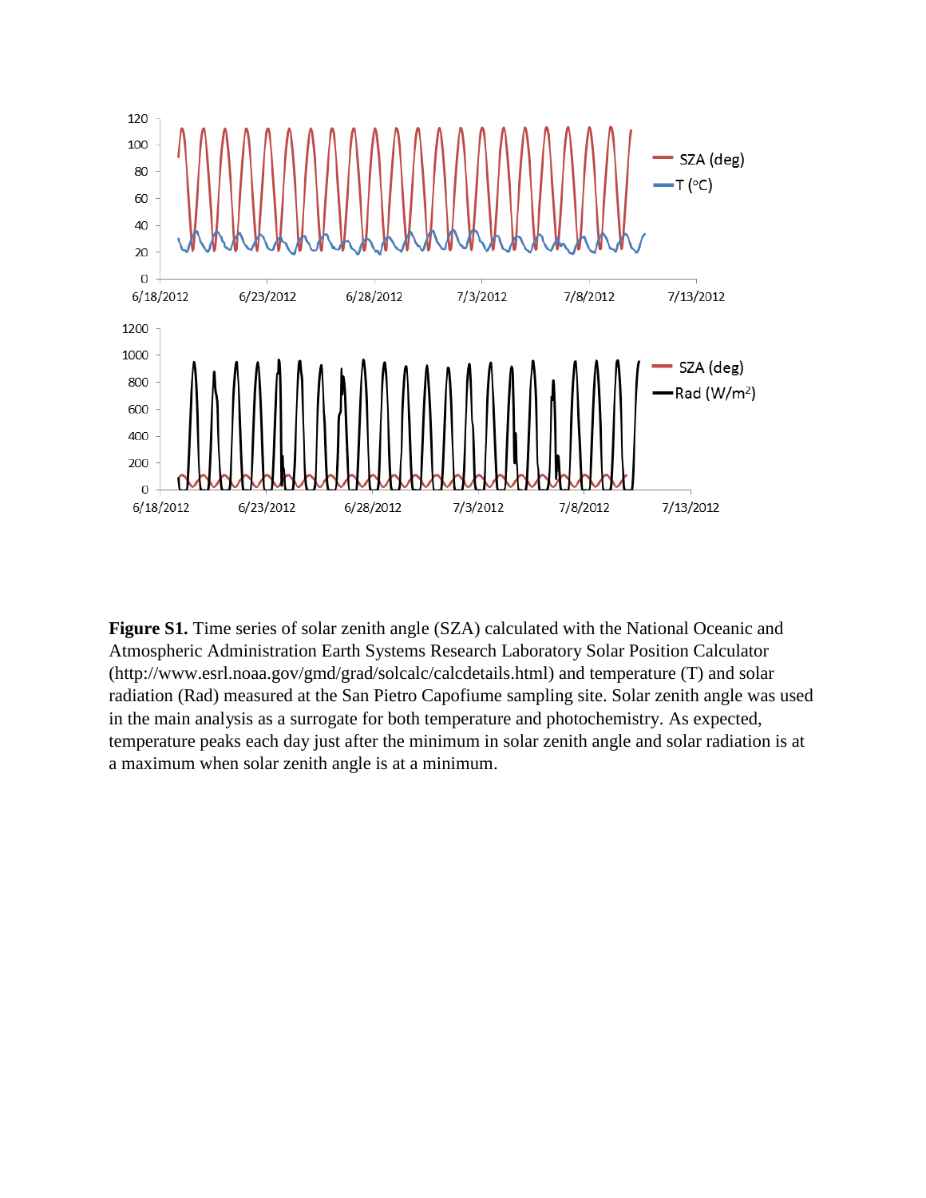**Figure S1.** Time series of solar zenith angle (SZA) calculated with the National Oceanic and Atmospheric Administration Earth Systems Research Laboratory Solar Position Calculator (http://www.esrl.noaa.gov/gmd/grad/solcalc/calcdetails.html) and temperature (T) and solar radiation (Rad) measured at the San Pietro Capofiume sampling site. Solar zenith angle was used in the main analysis as a surrogate for both temperature and photochemistry. As expected, temperature peaks each day just after the minimum in solar zenith angle and solar radiation is at a maximum when solar zenith angle is at a minimum.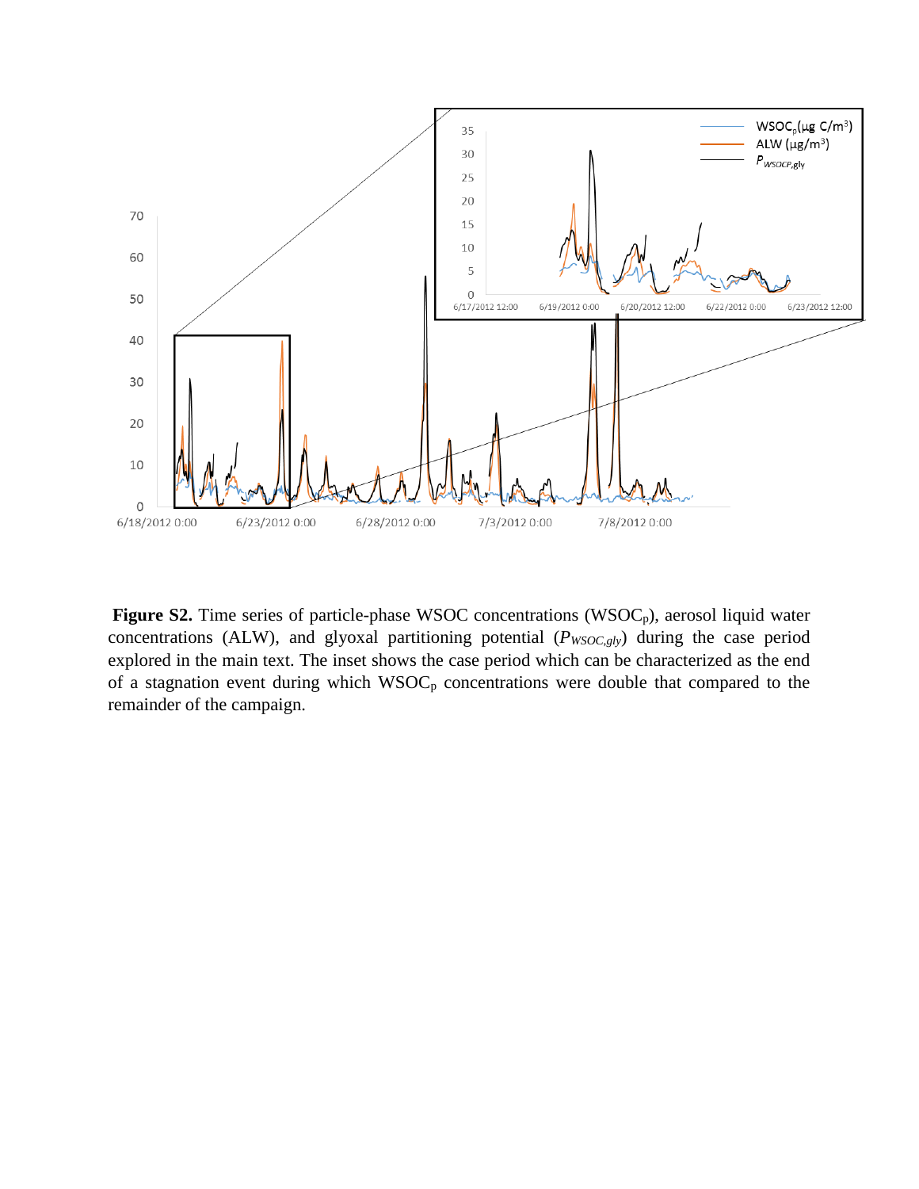**Figure S2.** Time series of particle-phase WSOC concentrations ($WSOC_p$), aerosol liquid water concentrations (ALW), and glyoxal partitioning potential ($P_{WSOC,gly}$) during the case period explored in the main text. The inset shows the case period which can be characterized as the end of a stagnation event during which $WSOC_p$ concentrations were double that compared to the remainder of the campaign.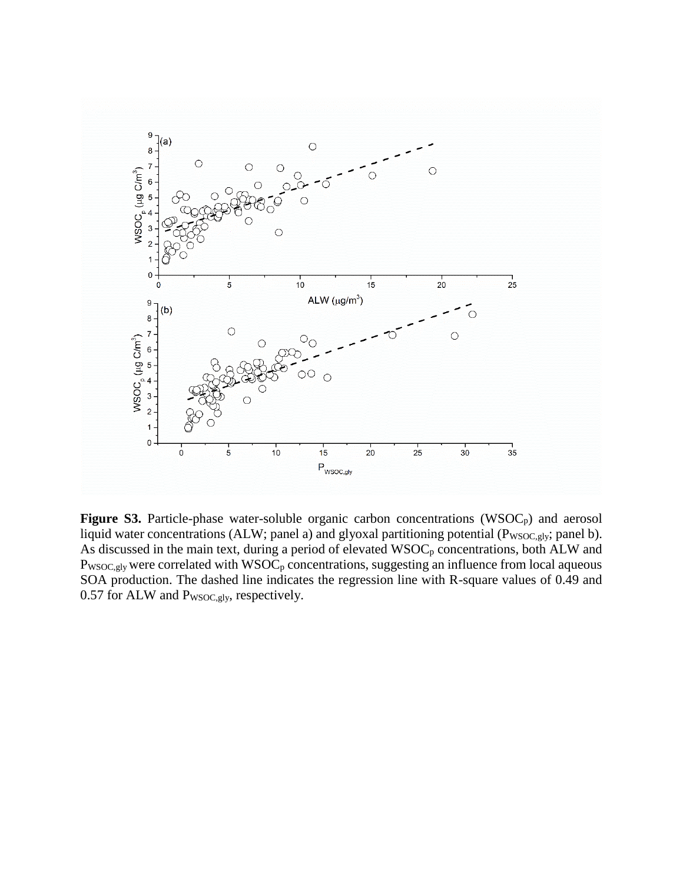(a)

$WSOC_p$ (μg C/m$^3$)

ALW (μg/m$^3$)

0 5 10 15 20 25

0 1 2 3 4 5 6 7 8 9

(b)

$WSOC_p$ (μg C/m$^3$)

$P_{WSOC,gly}$

0 5 10 15 20 25 30 35

0 1 2 3 4 5 6 7 8 9

**Figure S3.** Particle-phase water-soluble organic carbon concentrations ($WSOC_p$) and aerosol liquid water concentrations (ALW; panel a) and glyoxal partitioning potential ($P_{WSOC,gly}$; panel b). As discussed in the main text, during a period of elevated $WSOC_p$ concentrations, both ALW and $P_{WSOC,gly}$ were correlated with $WSOC_p$ concentrations, suggesting an influence from local aqueous SOA production. The dashed line indicates the regression line with R-square values of 0.49 and 0.57 for ALW and $P_{WSOC,gly}$, respectively.